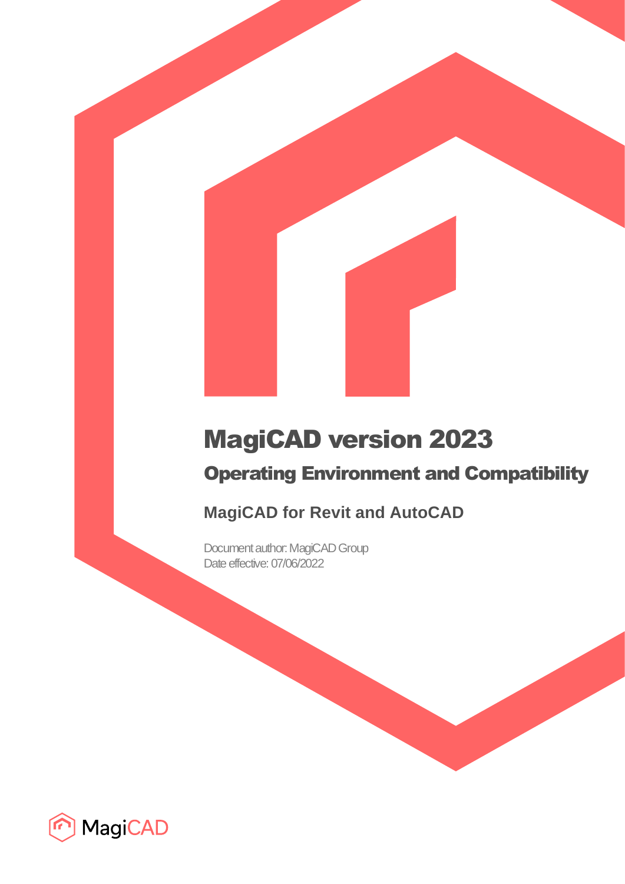# MagiCAD version 2023

## Operating Environment and Compatibility

### MagiCAD for Revit and AutoCAD

Document author: MagiCAD Group
Date effective: 07/06/2022

MagiCAD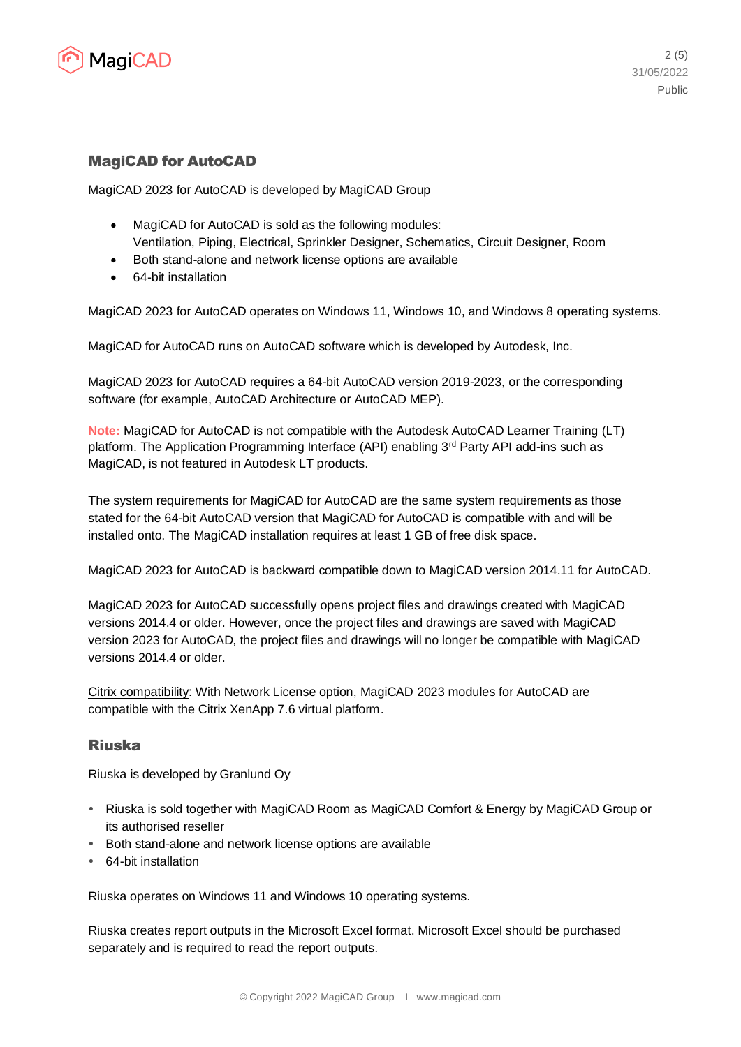## MagiCAD for AutoCAD

MagiCAD 2023 for AutoCAD is developed by MagiCAD Group

- MagiCAD for AutoCAD is sold as the following modules:
  Ventilation, Piping, Electrical, Sprinkler Designer, Schematics, Circuit Designer, Room
- Both stand-alone and network license options are available
- 64-bit installation

MagiCAD 2023 for AutoCAD operates on Windows 11, Windows 10, and Windows 8 operating systems.

MagiCAD for AutoCAD runs on AutoCAD software which is developed by Autodesk, Inc.

MagiCAD 2023 for AutoCAD requires a 64-bit AutoCAD version 2019-2023, or the corresponding software (for example, AutoCAD Architecture or AutoCAD MEP).

**Note:** MagiCAD for AutoCAD is not compatible with the Autodesk AutoCAD Learner Training (LT) platform. The Application Programming Interface (API) enabling 3rd Party API add-ins such as MagiCAD, is not featured in Autodesk LT products.

The system requirements for MagiCAD for AutoCAD are the same system requirements as those stated for the 64-bit AutoCAD version that MagiCAD for AutoCAD is compatible with and will be installed onto. The MagiCAD installation requires at least 1 GB of free disk space.

MagiCAD 2023 for AutoCAD is backward compatible down to MagiCAD version 2014.11 for AutoCAD.

MagiCAD 2023 for AutoCAD successfully opens project files and drawings created with MagiCAD versions 2014.4 or older. However, once the project files and drawings are saved with MagiCAD version 2023 for AutoCAD, the project files and drawings will no longer be compatible with MagiCAD versions 2014.4 or older.

Citrix compatibility: With Network License option, MagiCAD 2023 modules for AutoCAD are compatible with the Citrix XenApp 7.6 virtual platform.

## Riuska

Riuska is developed by Granlund Oy

- Riuska is sold together with MagiCAD Room as MagiCAD Comfort & Energy by MagiCAD Group or its authorised reseller
- Both stand-alone and network license options are available
- 64-bit installation

Riuska operates on Windows 11 and Windows 10 operating systems.

Riuska creates report outputs in the Microsoft Excel format. Microsoft Excel should be purchased separately and is required to read the report outputs.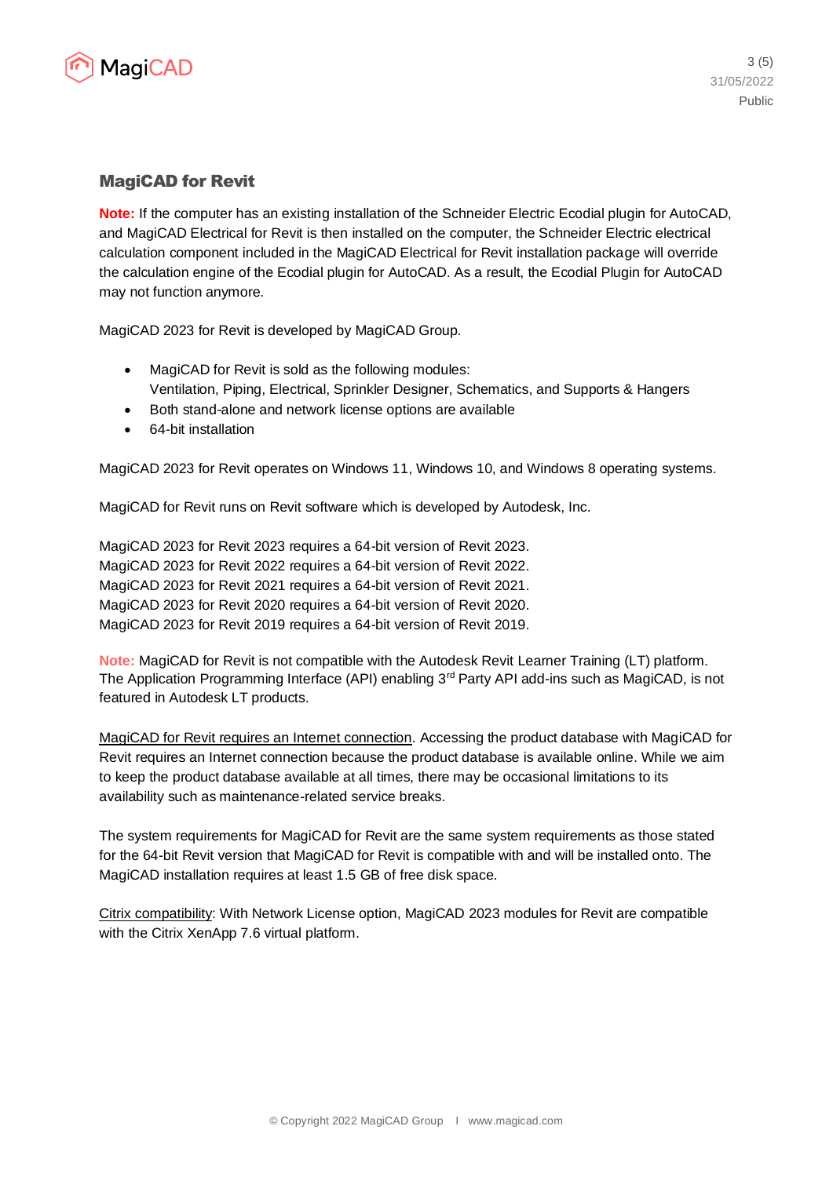## MagiCAD for Revit

**Note:** If the computer has an existing installation of the Schneider Electric Ecodial plugin for AutoCAD, and MagiCAD Electrical for Revit is then installed on the computer, the Schneider Electric electrical calculation component included in the MagiCAD Electrical for Revit installation package will override the calculation engine of the Ecodial plugin for AutoCAD. As a result, the Ecodial Plugin for AutoCAD may not function anymore.

MagiCAD 2023 for Revit is developed by MagiCAD Group.

- MagiCAD for Revit is sold as the following modules:
  Ventilation, Piping, Electrical, Sprinkler Designer, Schematics, and Supports & Hangers
- Both stand-alone and network license options are available
- 64-bit installation

MagiCAD 2023 for Revit operates on Windows 11, Windows 10, and Windows 8 operating systems.

MagiCAD for Revit runs on Revit software which is developed by Autodesk, Inc.

MagiCAD 2023 for Revit 2023 requires a 64-bit version of Revit 2023.
MagiCAD 2023 for Revit 2022 requires a 64-bit version of Revit 2022.
MagiCAD 2023 for Revit 2021 requires a 64-bit version of Revit 2021.
MagiCAD 2023 for Revit 2020 requires a 64-bit version of Revit 2020.
MagiCAD 2023 for Revit 2019 requires a 64-bit version of Revit 2019.

**Note:** MagiCAD for Revit is not compatible with the Autodesk Revit Learner Training (LT) platform. The Application Programming Interface (API) enabling 3rd Party API add-ins such as MagiCAD, is not featured in Autodesk LT products.

MagiCAD for Revit requires an Internet connection. Accessing the product database with MagiCAD for Revit requires an Internet connection because the product database is available online. While we aim to keep the product database available at all times, there may be occasional limitations to its availability such as maintenance-related service breaks.

The system requirements for MagiCAD for Revit are the same system requirements as those stated for the 64-bit Revit version that MagiCAD for Revit is compatible with and will be installed onto. The MagiCAD installation requires at least 1.5 GB of free disk space.

Citrix compatibility: With Network License option, MagiCAD 2023 modules for Revit are compatible with the Citrix XenApp 7.6 virtual platform.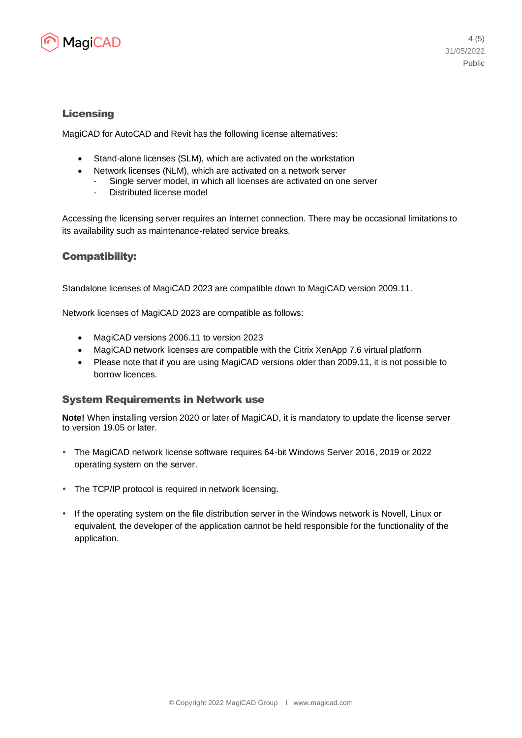## Licensing

MagiCAD for AutoCAD and Revit has the following license alternatives:

- Stand-alone licenses (SLM), which are activated on the workstation
- Network licenses (NLM), which are activated on a network server
  - Single server model, in which all licenses are activated on one server
  - Distributed license model

Accessing the licensing server requires an Internet connection. There may be occasional limitations to its availability such as maintenance-related service breaks.

## Compatibility:

Standalone licenses of MagiCAD 2023 are compatible down to MagiCAD version 2009.11.

Network licenses of MagiCAD 2023 are compatible as follows:

- MagiCAD versions 2006.11 to version 2023
- MagiCAD network licenses are compatible with the Citrix XenApp 7.6 virtual platform
- Please note that if you are using MagiCAD versions older than 2009.11, it is not possible to borrow licences.

## System Requirements in Network use

**Note!** When installing version 2020 or later of MagiCAD, it is mandatory to update the license server to version 19.05 or later.

- The MagiCAD network license software requires 64-bit Windows Server 2016, 2019 or 2022 operating system on the server.
- The TCP/IP protocol is required in network licensing.
- If the operating system on the file distribution server in the Windows network is Novell, Linux or equivalent, the developer of the application cannot be held responsible for the functionality of the application.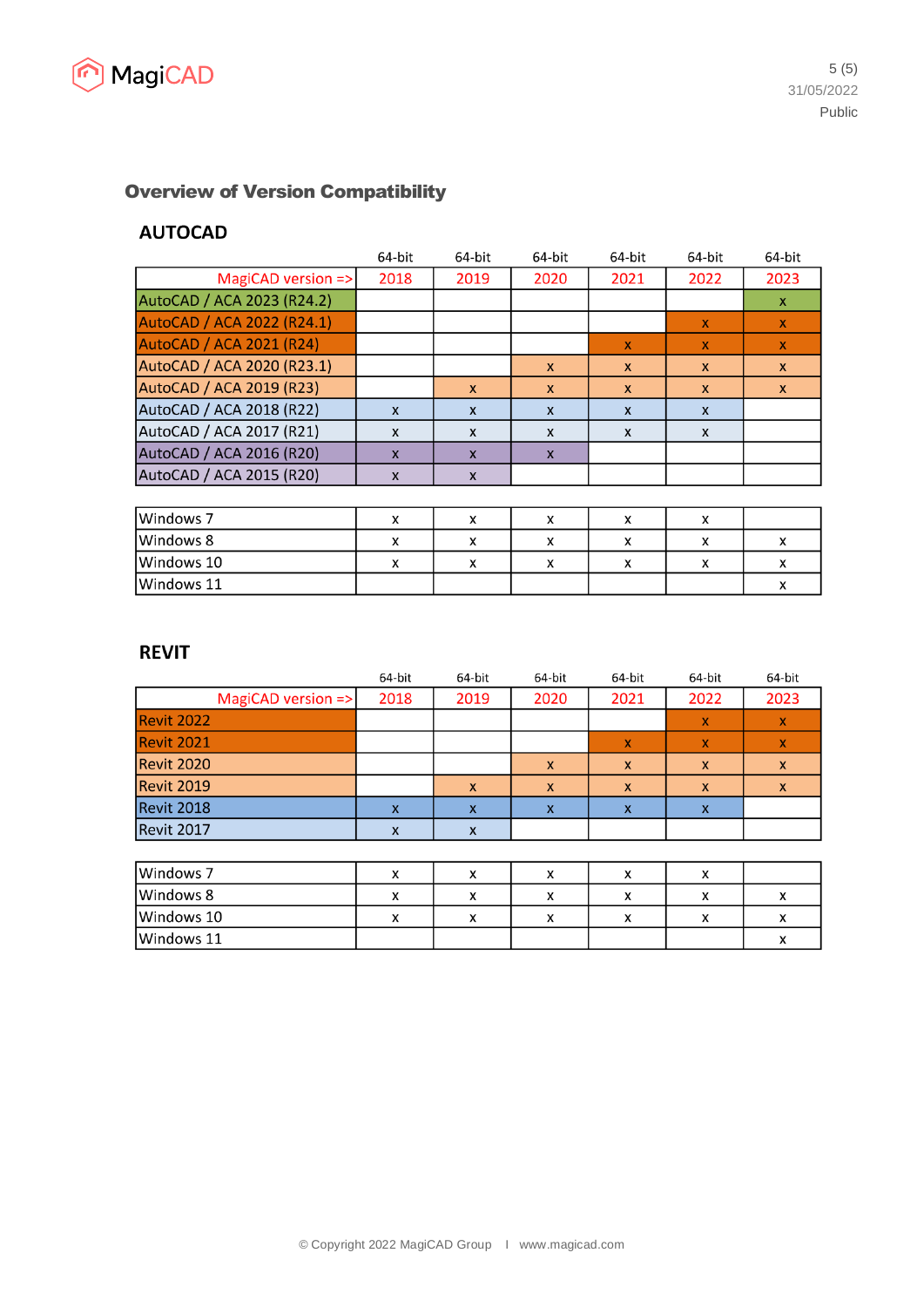## Overview of Version Compatibility

### AUTOCAD

| | 64-bit | 64-bit | 64-bit | 64-bit | 64-bit | 64-bit |
|---|---|---|---|---|---|---|
| MagiCAD version => | 2018 | 2019 | 2020 | 2021 | 2022 | 2023 |
| AutoCAD / ACA 2023 (R24.2) | | | | | | x |
| AutoCAD / ACA 2022 (R24.1) | | | | | x | x |
| AutoCAD / ACA 2021 (R24) | | | | x | x | x |
| AutoCAD / ACA 2020 (R23.1) | | | x | x | x | x |
| AutoCAD / ACA 2019 (R23) | | x | x | x | x | x |
| AutoCAD / ACA 2018 (R22) | x | x | x | x | x | |
| AutoCAD / ACA 2017 (R21) | x | x | x | x | x | |
| AutoCAD / ACA 2016 (R20) | x | x | x | | | |
| AutoCAD / ACA 2015 (R20) | x | x | | | | |

| | | | | | | |
|---|---|---|---|---|---|---|
| Windows 7 | x | x | x | x | x | |
| Windows 8 | x | x | x | x | x | x |
| Windows 10 | x | x | x | x | x | x |
| Windows 11 | | | | | | x |

### REVIT

| | 64-bit | 64-bit | 64-bit | 64-bit | 64-bit | 64-bit |
|---|---|---|---|---|---|---|
| MagiCAD version => | 2018 | 2019 | 2020 | 2021 | 2022 | 2023 |
| Revit 2022 | | | | | x | x |
| Revit 2021 | | | | x | x | x |
| Revit 2020 | | | x | x | x | x |
| Revit 2019 | | x | x | x | x | x |
| Revit 2018 | x | x | x | x | x | |
| Revit 2017 | x | x | | | | |

| | | | | | | |
|---|---|---|---|---|---|---|
| Windows 7 | x | x | x | x | x | |
| Windows 8 | x | x | x | x | x | x |
| Windows 10 | x | x | x | x | x | x |
| Windows 11 | | | | | | x |